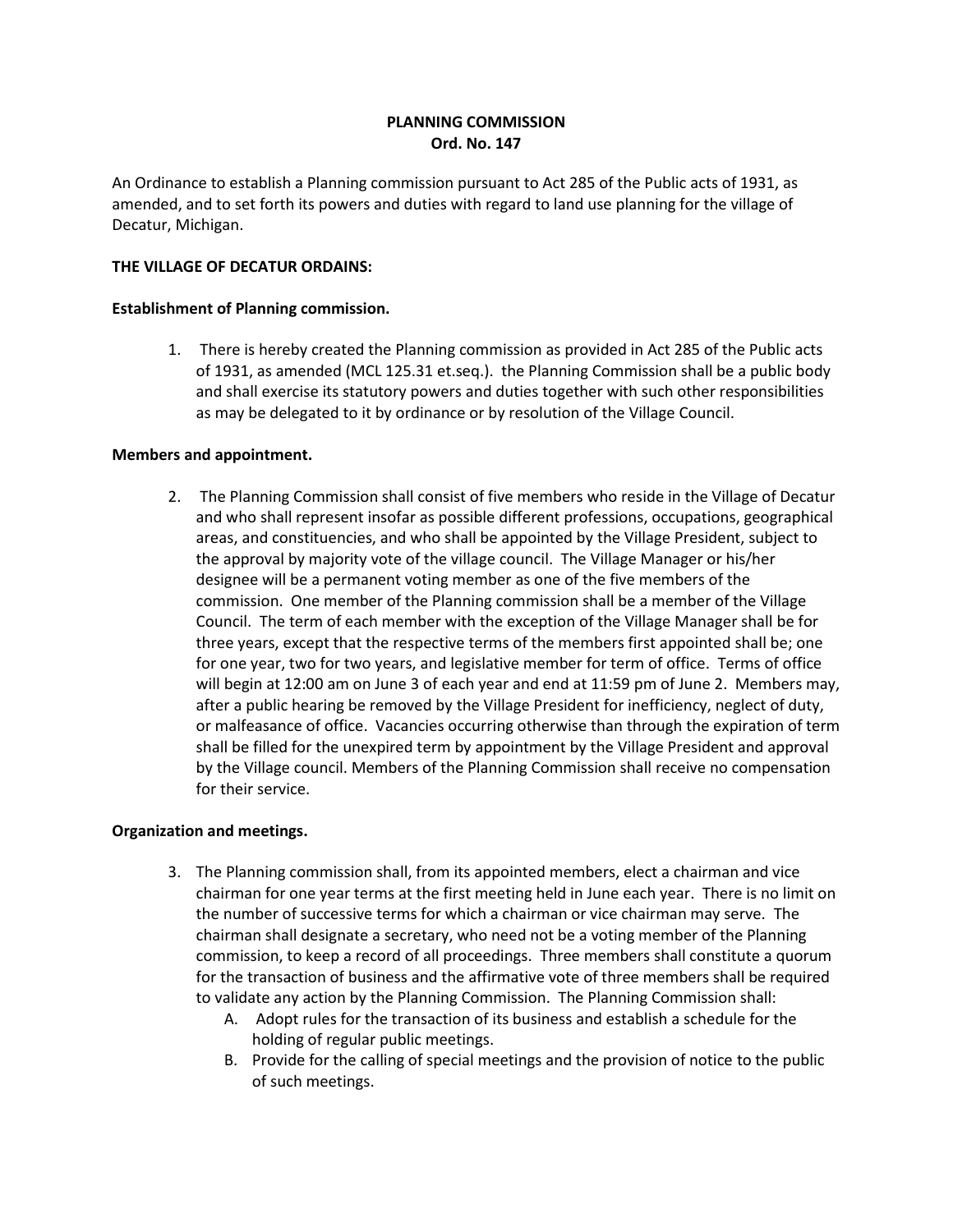**PLANNING COMMISSION**
**Ord. No. 147**

An Ordinance to establish a Planning commission pursuant to Act 285 of the Public acts of 1931, as amended, and to set forth its powers and duties with regard to land use planning for the village of Decatur, Michigan.

**THE VILLAGE OF DECATUR ORDAINS:**

**Establishment of Planning commission.**

1. There is hereby created the Planning commission as provided in Act 285 of the Public acts of 1931, as amended (MCL 125.31 et.seq.). the Planning Commission shall be a public body and shall exercise its statutory powers and duties together with such other responsibilities as may be delegated to it by ordinance or by resolution of the Village Council.

**Members and appointment.**

2. The Planning Commission shall consist of five members who reside in the Village of Decatur and who shall represent insofar as possible different professions, occupations, geographical areas, and constituencies, and who shall be appointed by the Village President, subject to the approval by majority vote of the village council. The Village Manager or his/her designee will be a permanent voting member as one of the five members of the commission. One member of the Planning commission shall be a member of the Village Council. The term of each member with the exception of the Village Manager shall be for three years, except that the respective terms of the members first appointed shall be; one for one year, two for two years, and legislative member for term of office. Terms of office will begin at 12:00 am on June 3 of each year and end at 11:59 pm of June 2. Members may, after a public hearing be removed by the Village President for inefficiency, neglect of duty, or malfeasance of office. Vacancies occurring otherwise than through the expiration of term shall be filled for the unexpired term by appointment by the Village President and approval by the Village council. Members of the Planning Commission shall receive no compensation for their service.

**Organization and meetings.**

3. The Planning commission shall, from its appointed members, elect a chairman and vice chairman for one year terms at the first meeting held in June each year. There is no limit on the number of successive terms for which a chairman or vice chairman may serve. The chairman shall designate a secretary, who need not be a voting member of the Planning commission, to keep a record of all proceedings. Three members shall constitute a quorum for the transaction of business and the affirmative vote of three members shall be required to validate any action by the Planning Commission. The Planning Commission shall:
   A. Adopt rules for the transaction of its business and establish a schedule for the holding of regular public meetings.
   B. Provide for the calling of special meetings and the provision of notice to the public of such meetings.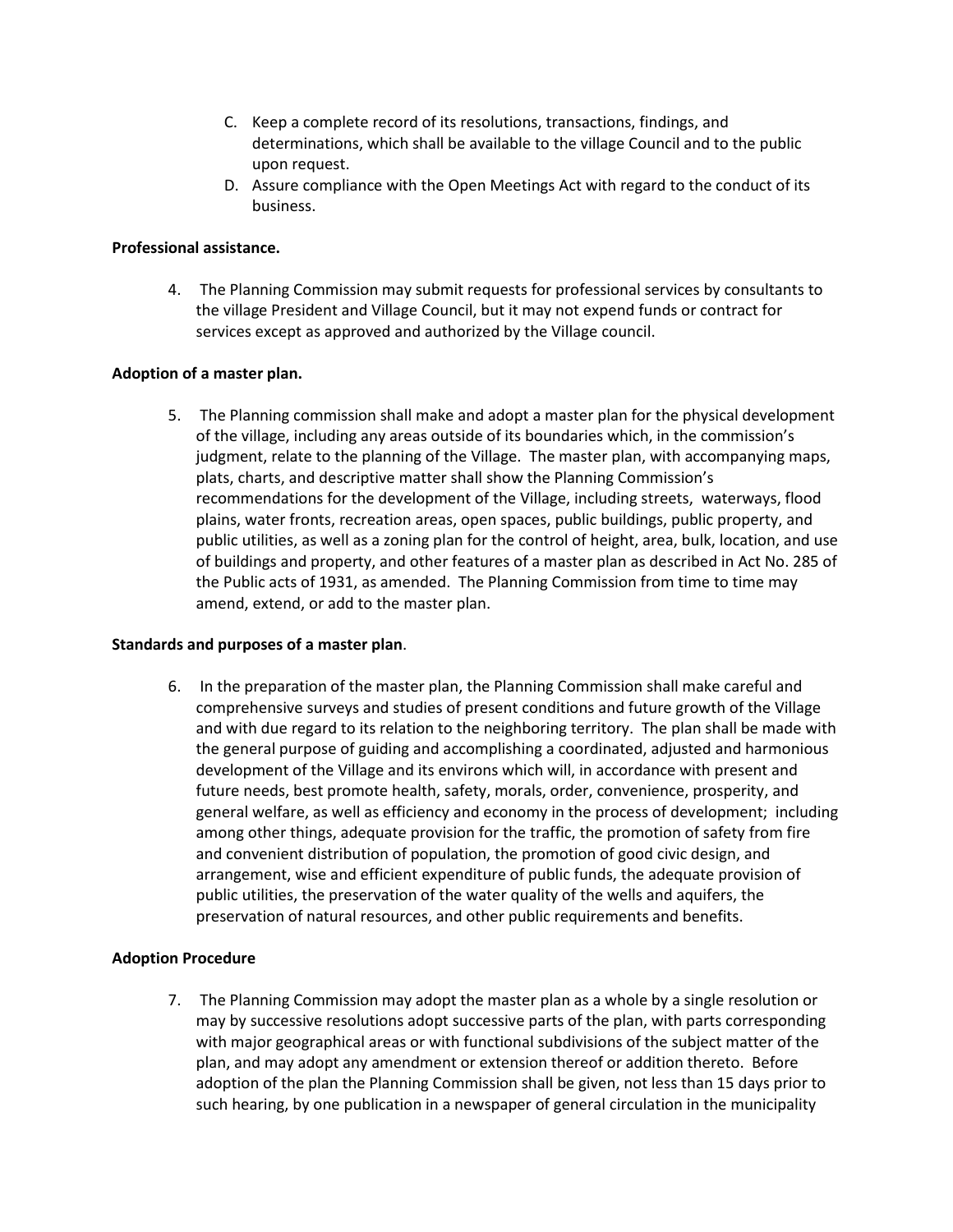C. Keep a complete record of its resolutions, transactions, findings, and determinations, which shall be available to the village Council and to the public upon request.
D. Assure compliance with the Open Meetings Act with regard to the conduct of its business.

**Professional assistance.**

4. The Planning Commission may submit requests for professional services by consultants to the village President and Village Council, but it may not expend funds or contract for services except as approved and authorized by the Village council.

**Adoption of a master plan.**

5. The Planning commission shall make and adopt a master plan for the physical development of the village, including any areas outside of its boundaries which, in the commission's judgment, relate to the planning of the Village. The master plan, with accompanying maps, plats, charts, and descriptive matter shall show the Planning Commission's recommendations for the development of the Village, including streets, waterways, flood plains, water fronts, recreation areas, open spaces, public buildings, public property, and public utilities, as well as a zoning plan for the control of height, area, bulk, location, and use of buildings and property, and other features of a master plan as described in Act No. 285 of the Public acts of 1931, as amended. The Planning Commission from time to time may amend, extend, or add to the master plan.

**Standards and purposes of a master plan**.

6. In the preparation of the master plan, the Planning Commission shall make careful and comprehensive surveys and studies of present conditions and future growth of the Village and with due regard to its relation to the neighboring territory. The plan shall be made with the general purpose of guiding and accomplishing a coordinated, adjusted and harmonious development of the Village and its environs which will, in accordance with present and future needs, best promote health, safety, morals, order, convenience, prosperity, and general welfare, as well as efficiency and economy in the process of development; including among other things, adequate provision for the traffic, the promotion of safety from fire and convenient distribution of population, the promotion of good civic design, and arrangement, wise and efficient expenditure of public funds, the adequate provision of public utilities, the preservation of the water quality of the wells and aquifers, the preservation of natural resources, and other public requirements and benefits.

**Adoption Procedure**

7. The Planning Commission may adopt the master plan as a whole by a single resolution or may by successive resolutions adopt successive parts of the plan, with parts corresponding with major geographical areas or with functional subdivisions of the subject matter of the plan, and may adopt any amendment or extension thereof or addition thereto. Before adoption of the plan the Planning Commission shall be given, not less than 15 days prior to such hearing, by one publication in a newspaper of general circulation in the municipality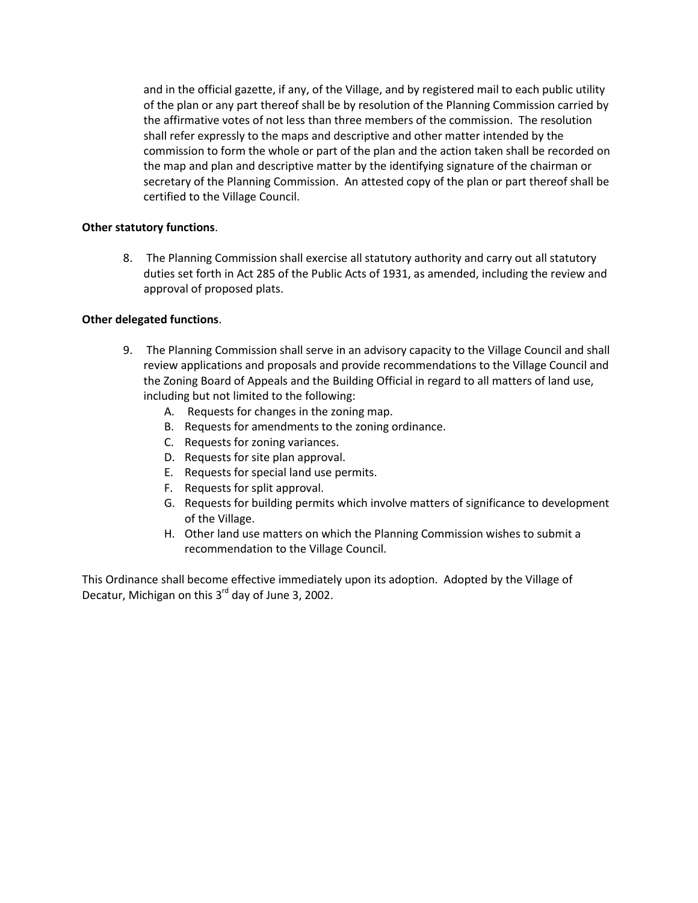and in the official gazette, if any, of the Village, and by registered mail to each public utility of the plan or any part thereof shall be by resolution of the Planning Commission carried by the affirmative votes of not less than three members of the commission. The resolution shall refer expressly to the maps and descriptive and other matter intended by the commission to form the whole or part of the plan and the action taken shall be recorded on the map and plan and descriptive matter by the identifying signature of the chairman or secretary of the Planning Commission. An attested copy of the plan or part thereof shall be certified to the Village Council.

**Other statutory functions**.

8. The Planning Commission shall exercise all statutory authority and carry out all statutory duties set forth in Act 285 of the Public Acts of 1931, as amended, including the review and approval of proposed plats.

**Other delegated functions**.

9. The Planning Commission shall serve in an advisory capacity to the Village Council and shall review applications and proposals and provide recommendations to the Village Council and the Zoning Board of Appeals and the Building Official in regard to all matters of land use, including but not limited to the following:
   A. Requests for changes in the zoning map.
   B. Requests for amendments to the zoning ordinance.
   C. Requests for zoning variances.
   D. Requests for site plan approval.
   E. Requests for special land use permits.
   F. Requests for split approval.
   G. Requests for building permits which involve matters of significance to development of the Village.
   H. Other land use matters on which the Planning Commission wishes to submit a recommendation to the Village Council.

This Ordinance shall become effective immediately upon its adoption. Adopted by the Village of Decatur, Michigan on this 3rd day of June 3, 2002.